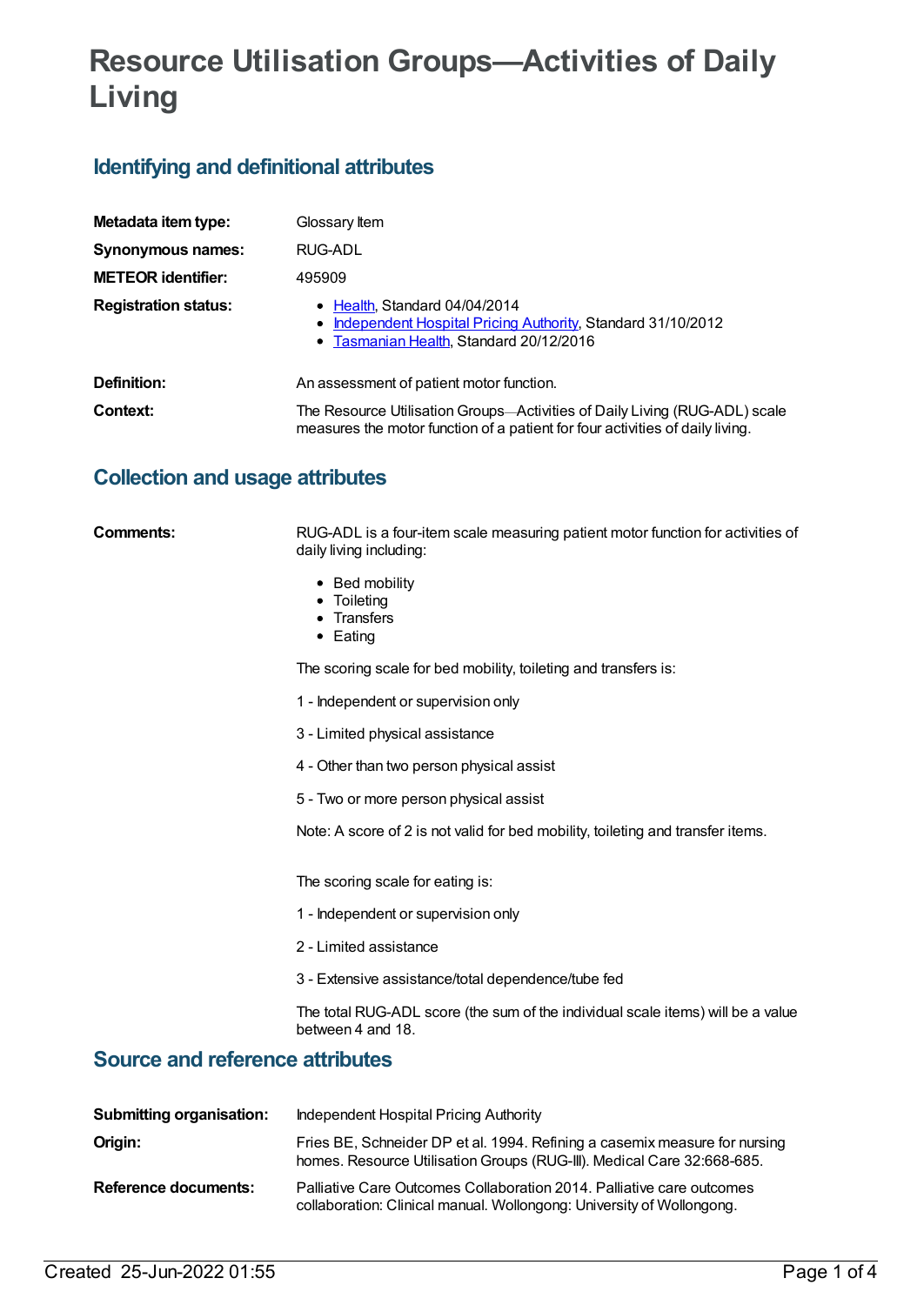# Resource Utilisation Groups—Activities of Daily Living

## Identifying and definitional attributes

**Metadata item type:** Glossary Item

**Synonymous names:** RUG-ADL

**METEOR identifier:** 495909

**Registration status:**

- Health, Standard 04/04/2014
- Independent Hospital Pricing Authority, Standard 31/10/2012
- Tasmanian Health, Standard 20/12/2016

**Definition:** An assessment of patient motor function.

**Context:** The Resource Utilisation Groups—Activities of Daily Living (RUG-ADL) scale measures the motor function of a patient for four activities of daily living.

## Collection and usage attributes

**Comments:** RUG-ADL is a four-item scale measuring patient motor function for activities of daily living including:

- Bed mobility
- Toileting
- Transfers
- Eating

The scoring scale for bed mobility, toileting and transfers is:

1 - Independent or supervision only

3 - Limited physical assistance

4 - Other than two person physical assist

5 - Two or more person physical assist

Note: A score of 2 is not valid for bed mobility, toileting and transfer items.

The scoring scale for eating is:

1 - Independent or supervision only

2 - Limited assistance

3 - Extensive assistance/total dependence/tube fed

The total RUG-ADL score (the sum of the individual scale items) will be a value between 4 and 18.

## Source and reference attributes

**Submitting organisation:** Independent Hospital Pricing Authority

**Origin:** Fries BE, Schneider DP et al. 1994. Refining a casemix measure for nursing homes. Resource Utilisation Groups (RUG-III). Medical Care 32:668-685.

**Reference documents:** Palliative Care Outcomes Collaboration 2014. Palliative care outcomes collaboration: Clinical manual. Wollongong: University of Wollongong.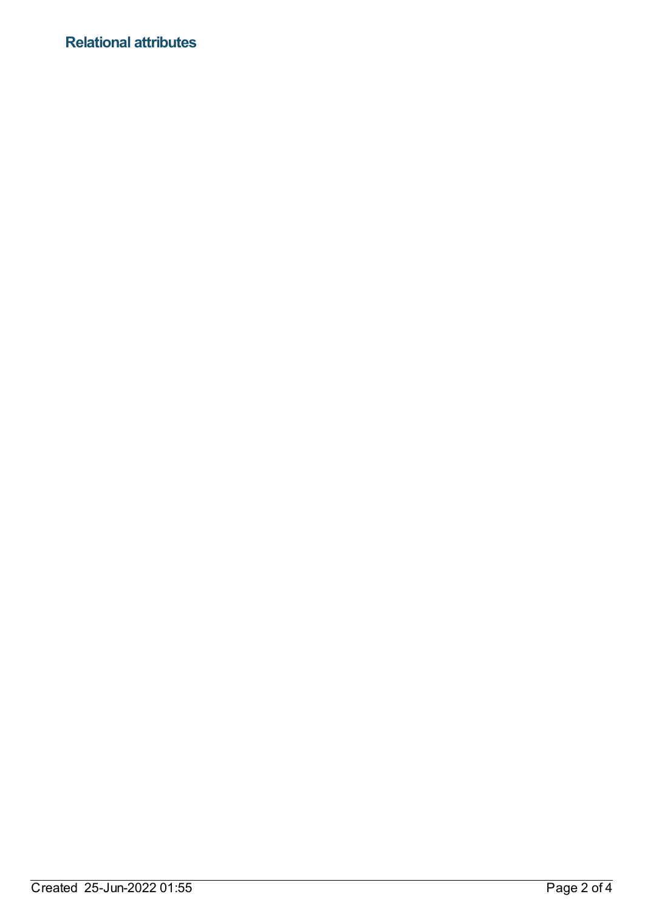## Relational attributes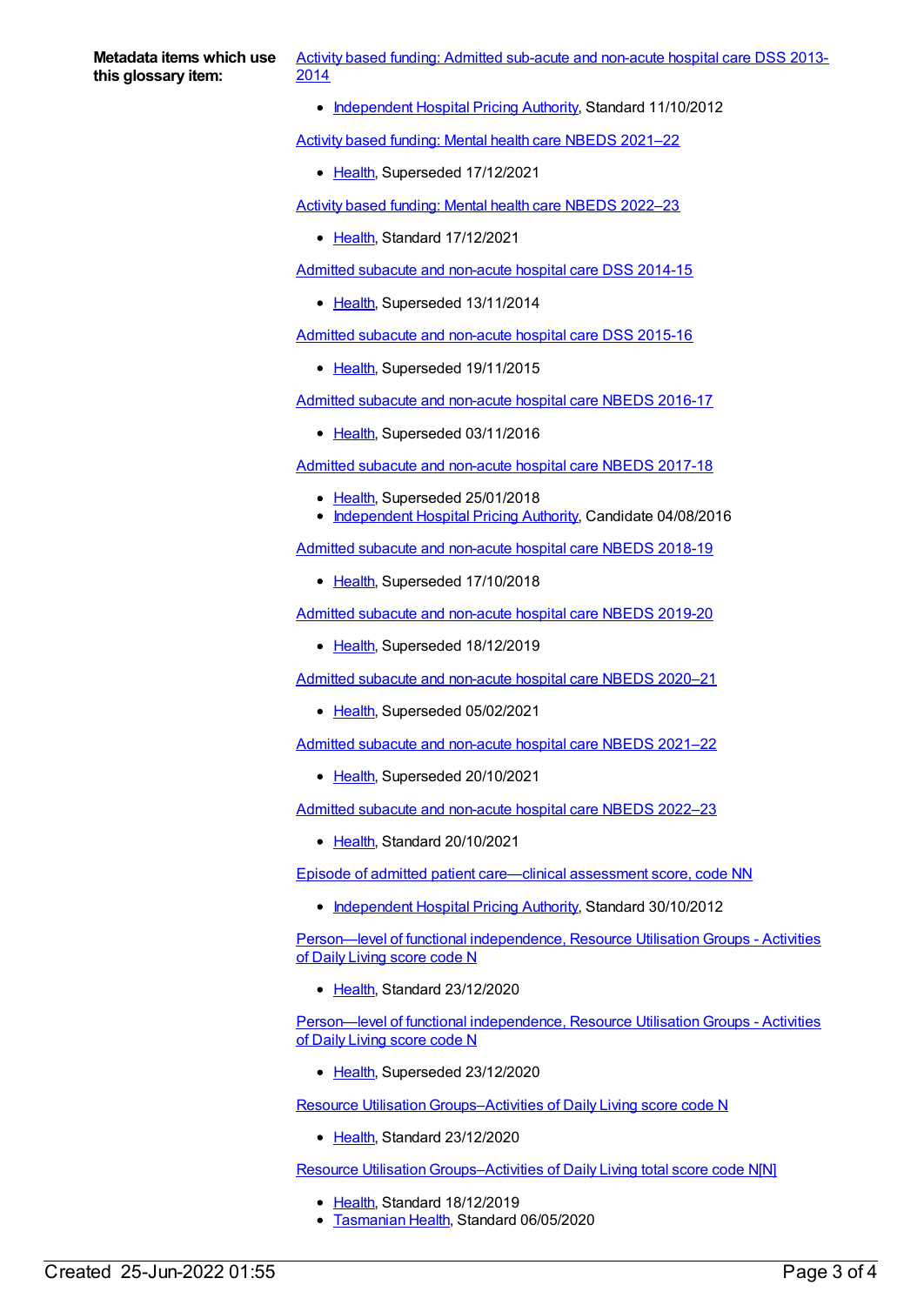**Metadata items which use this glossary item:**

Activity based funding: Admitted sub-acute and non-acute hospital care DSS 2013-2014

- Independent Hospital Pricing Authority, Standard 11/10/2012

Activity based funding: Mental health care NBEDS 2021–22

- Health, Superseded 17/12/2021

Activity based funding: Mental health care NBEDS 2022–23

- Health, Standard 17/12/2021

Admitted subacute and non-acute hospital care DSS 2014-15

- Health, Superseded 13/11/2014

Admitted subacute and non-acute hospital care DSS 2015-16

- Health, Superseded 19/11/2015

Admitted subacute and non-acute hospital care NBEDS 2016-17

- Health, Superseded 03/11/2016

Admitted subacute and non-acute hospital care NBEDS 2017-18

- Health, Superseded 25/01/2018
- Independent Hospital Pricing Authority, Candidate 04/08/2016

Admitted subacute and non-acute hospital care NBEDS 2018-19

- Health, Superseded 17/10/2018

Admitted subacute and non-acute hospital care NBEDS 2019-20

- Health, Superseded 18/12/2019

Admitted subacute and non-acute hospital care NBEDS 2020–21

- Health, Superseded 05/02/2021

Admitted subacute and non-acute hospital care NBEDS 2021–22

- Health, Superseded 20/10/2021

Admitted subacute and non-acute hospital care NBEDS 2022–23

- Health, Standard 20/10/2021

Episode of admitted patient care—clinical assessment score, code NN

- Independent Hospital Pricing Authority, Standard 30/10/2012

Person—level of functional independence, Resource Utilisation Groups - Activities of Daily Living score code N

- Health, Standard 23/12/2020

Person—level of functional independence, Resource Utilisation Groups - Activities of Daily Living score code N

- Health, Superseded 23/12/2020

Resource Utilisation Groups–Activities of Daily Living score code N

- Health, Standard 23/12/2020

Resource Utilisation Groups–Activities of Daily Living total score code N[N]

- Health, Standard 18/12/2019
- Tasmanian Health, Standard 06/05/2020